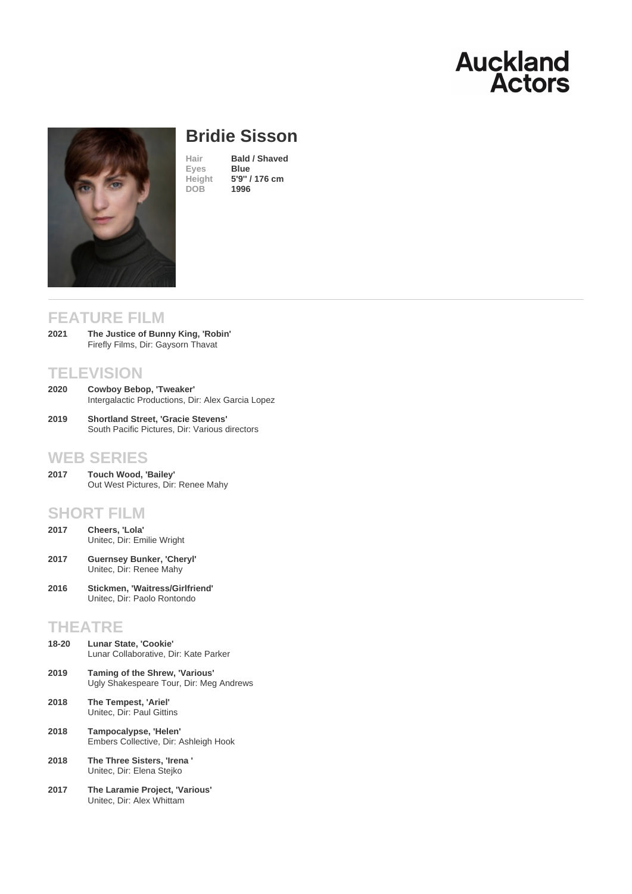Auckland Actors

# Bridie Sisson

| | |
|---|---|
| Hair | Bald / Shaved |
| Eyes | Blue |
| Height | 5'9'' / 176 cm |
| DOB | 1996 |

## FEATURE FILM

**2021** **The Justice of Bunny King, 'Robin'**
Firefly Films, Dir: Gaysorn Thavat

## TELEVISION

**2020** **Cowboy Bebop, 'Tweaker'**
Intergalactic Productions, Dir: Alex Garcia Lopez

**2019** **Shortland Street, 'Gracie Stevens'**
South Pacific Pictures, Dir: Various directors

## WEB SERIES

**2017** **Touch Wood, 'Bailey'**
Out West Pictures, Dir: Renee Mahy

## SHORT FILM

**2017** **Cheers, 'Lola'**
Unitec, Dir: Emilie Wright

**2017** **Guernsey Bunker, 'Cheryl'**
Unitec, Dir: Renee Mahy

**2016** **Stickmen, 'Waitress/Girlfriend'**
Unitec, Dir: Paolo Rontondo

## THEATRE

**18-20** **Lunar State, 'Cookie'**
Lunar Collaborative, Dir: Kate Parker

**2019** **Taming of the Shrew, 'Various'**
Ugly Shakespeare Tour, Dir: Meg Andrews

**2018** **The Tempest, 'Ariel'**
Unitec, Dir: Paul Gittins

**2018** **Tampocalypse, 'Helen'**
Embers Collective, Dir: Ashleigh Hook

**2018** **The Three Sisters, 'Irena '**
Unitec, Dir: Elena Stejko

**2017** **The Laramie Project, 'Various'**
Unitec, Dir: Alex Whittam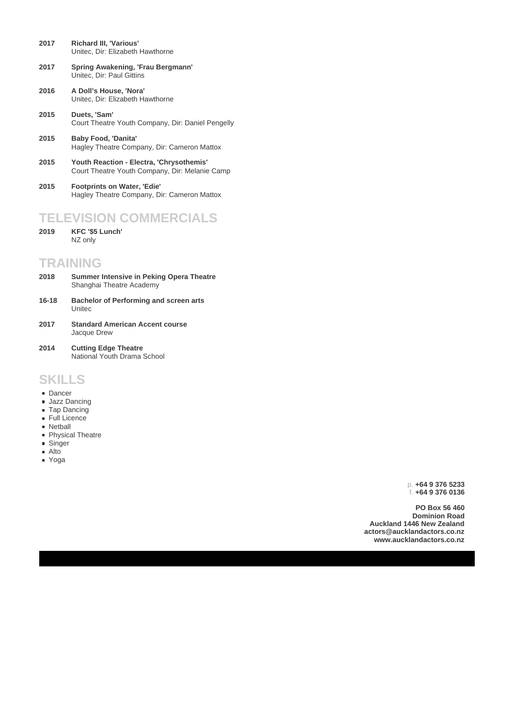**2017** **Richard III, 'Various'**
Unitec, Dir: Elizabeth Hawthorne

**2017** **Spring Awakening, 'Frau Bergmann'**
Unitec, Dir: Paul Gittins

**2016** **A Doll's House, 'Nora'**
Unitec, Dir: Elizabeth Hawthorne

**2015** **Duets, 'Sam'**
Court Theatre Youth Company, Dir: Daniel Pengelly

**2015** **Baby Food, 'Danita'**
Hagley Theatre Company, Dir: Cameron Mattox

**2015** **Youth Reaction - Electra, 'Chrysothemis'**
Court Theatre Youth Company, Dir: Melanie Camp

**2015** **Footprints on Water, 'Edie'**
Hagley Theatre Company, Dir: Cameron Mattox

## TELEVISION COMMERCIALS

**2019** **KFC '$5 Lunch'**
NZ only

## TRAINING

**2018** **Summer Intensive in Peking Opera Theatre**
Shanghai Theatre Academy

**16-18** **Bachelor of Performing and screen arts**
Unitec

**2017** **Standard American Accent course**
Jacque Drew

**2014** **Cutting Edge Theatre**
National Youth Drama School

## SKILLS

- Dancer
- Jazz Dancing
- Tap Dancing
- Full Licence
- Netball
- Physical Theatre
- Singer
- Alto
- Yoga

p. **+64 9 376 5233**
f. **+64 9 376 0136**

**PO Box 56 460**
**Dominion Road**
**Auckland 1446 New Zealand**
**actors@aucklandactors.co.nz**
**www.aucklandactors.co.nz**